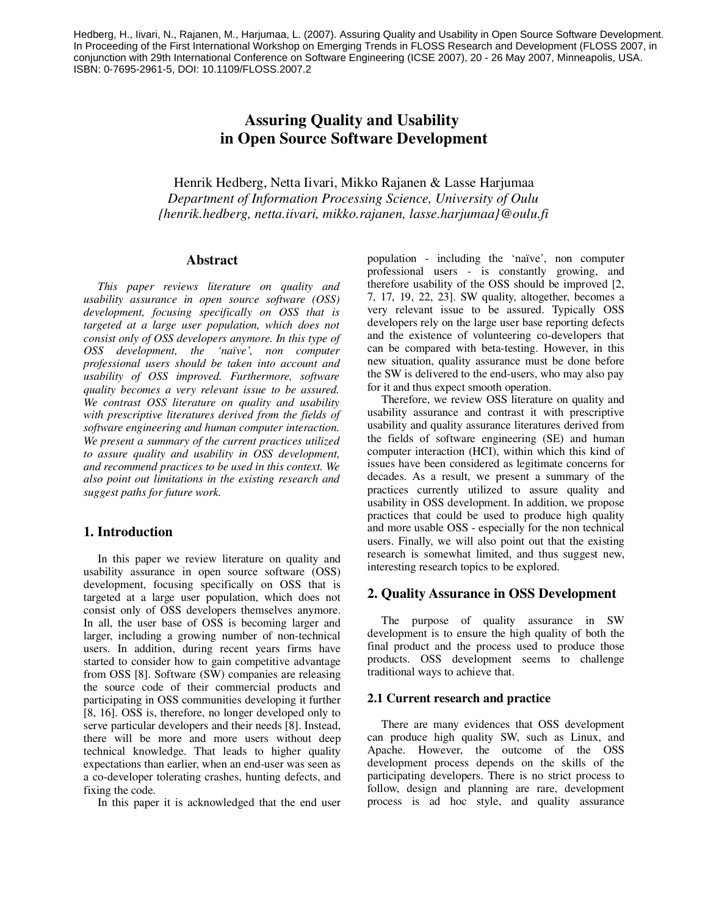Hedberg, H., Iivari, N., Rajanen, M., Harjumaa, L. (2007). Assuring Quality and Usability in Open Source Software Development. In Proceeding of the First International Workshop on Emerging Trends in FLOSS Research and Development (FLOSS 2007, in conjunction with 29th International Conference on Software Engineering (ICSE 2007), 20 - 26 May 2007, Minneapolis, USA. ISBN: 0-7695-2961-5, DOI: 10.1109/FLOSS.2007.2

# Assuring Quality and Usability in Open Source Software Development

Henrik Hedberg, Netta Iivari, Mikko Rajanen & Lasse Harjumaa
*Department of Information Processing Science, University of Oulu*
*{henrik.hedberg, netta.iivari, mikko.rajanen, lasse.harjumaa}@oulu.fi*

## Abstract

*This paper reviews literature on quality and usability assurance in open source software (OSS) development, focusing specifically on OSS that is targeted at a large user population, which does not consist only of OSS developers anymore. In this type of OSS development, the 'naïve', non computer professional users should be taken into account and usability of OSS improved. Furthermore, software quality becomes a very relevant issue to be assured. We contrast OSS literature on quality and usability with prescriptive literatures derived from the fields of software engineering and human computer interaction. We present a summary of the current practices utilized to assure quality and usability in OSS development, and recommend practices to be used in this context. We also point out limitations in the existing research and suggest paths for future work.*

## 1. Introduction

In this paper we review literature on quality and usability assurance in open source software (OSS) development, focusing specifically on OSS that is targeted at a large user population, which does not consist only of OSS developers themselves anymore. In all, the user base of OSS is becoming larger and larger, including a growing number of non-technical users. In addition, during recent years firms have started to consider how to gain competitive advantage from OSS [8]. Software (SW) companies are releasing the source code of their commercial products and participating in OSS communities developing it further [8, 16]. OSS is, therefore, no longer developed only to serve particular developers and their needs [8]. Instead, there will be more and more users without deep technical knowledge. That leads to higher quality expectations than earlier, when an end-user was seen as a co-developer tolerating crashes, hunting defects, and fixing the code.

In this paper it is acknowledged that the end user population - including the 'naïve', non computer professional users - is constantly growing, and therefore usability of the OSS should be improved [2, 7, 17, 19, 22, 23]. SW quality, altogether, becomes a very relevant issue to be assured. Typically OSS developers rely on the large user base reporting defects and the existence of volunteering co-developers that can be compared with beta-testing. However, in this new situation, quality assurance must be done before the SW is delivered to the end-users, who may also pay for it and thus expect smooth operation.

Therefore, we review OSS literature on quality and usability assurance and contrast it with prescriptive usability and quality assurance literatures derived from the fields of software engineering (SE) and human computer interaction (HCI), within which this kind of issues have been considered as legitimate concerns for decades. As a result, we present a summary of the practices currently utilized to assure quality and usability in OSS development. In addition, we propose practices that could be used to produce high quality and more usable OSS - especially for the non technical users. Finally, we will also point out that the existing research is somewhat limited, and thus suggest new, interesting research topics to be explored.

## 2. Quality Assurance in OSS Development

The purpose of quality assurance in SW development is to ensure the high quality of both the final product and the process used to produce those products. OSS development seems to challenge traditional ways to achieve that.

### 2.1 Current research and practice

There are many evidences that OSS development can produce high quality SW, such as Linux, and Apache. However, the outcome of the OSS development process depends on the skills of the participating developers. There is no strict process to follow, design and planning are rare, development process is ad hoc style, and quality assurance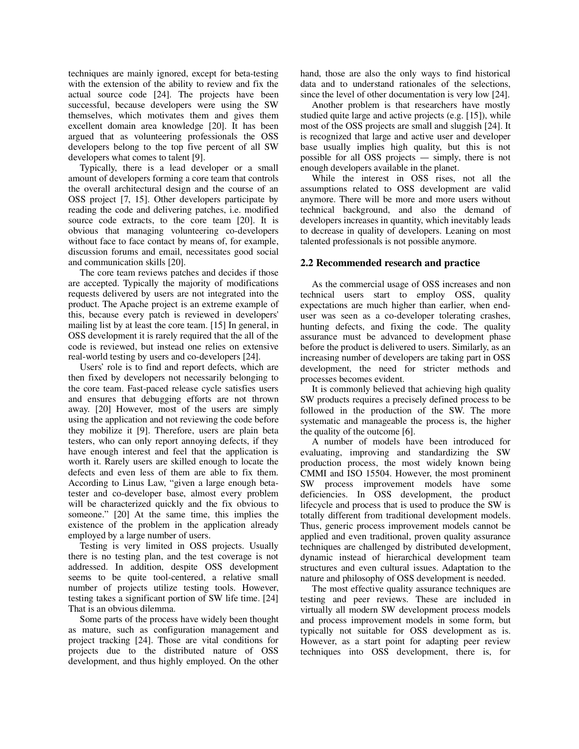techniques are mainly ignored, except for beta-testing with the extension of the ability to review and fix the actual source code [24]. The projects have been successful, because developers were using the SW themselves, which motivates them and gives them excellent domain area knowledge [20]. It has been argued that as volunteering professionals the OSS developers belong to the top five percent of all SW developers what comes to talent [9].

Typically, there is a lead developer or a small amount of developers forming a core team that controls the overall architectural design and the course of an OSS project [7, 15]. Other developers participate by reading the code and delivering patches, i.e. modified source code extracts, to the core team [20]. It is obvious that managing volunteering co-developers without face to face contact by means of, for example, discussion forums and email, necessitates good social and communication skills [20].

The core team reviews patches and decides if those are accepted. Typically the majority of modifications requests delivered by users are not integrated into the product. The Apache project is an extreme example of this, because every patch is reviewed in developers' mailing list by at least the core team. [15] In general, in OSS development it is rarely required that the all of the code is reviewed, but instead one relies on extensive real-world testing by users and co-developers [24].

Users' role is to find and report defects, which are then fixed by developers not necessarily belonging to the core team. Fast-paced release cycle satisfies users and ensures that debugging efforts are not thrown away. [20] However, most of the users are simply using the application and not reviewing the code before they mobilize it [9]. Therefore, users are plain beta testers, who can only report annoying defects, if they have enough interest and feel that the application is worth it. Rarely users are skilled enough to locate the defects and even less of them are able to fix them. According to Linus Law, "given a large enough beta-tester and co-developer base, almost every problem will be characterized quickly and the fix obvious to someone." [20] At the same time, this implies the existence of the problem in the application already employed by a large number of users.

Testing is very limited in OSS projects. Usually there is no testing plan, and the test coverage is not addressed. In addition, despite OSS development seems to be quite tool-centered, a relative small number of projects utilize testing tools. However, testing takes a significant portion of SW life time. [24] That is an obvious dilemma.

Some parts of the process have widely been thought as mature, such as configuration management and project tracking [24]. Those are vital conditions for projects due to the distributed nature of OSS development, and thus highly employed. On the other hand, those are also the only ways to find historical data and to understand rationales of the selections, since the level of other documentation is very low [24].

Another problem is that researchers have mostly studied quite large and active projects (e.g. [15]), while most of the OSS projects are small and sluggish [24]. It is recognized that large and active user and developer base usually implies high quality, but this is not possible for all OSS projects — simply, there is not enough developers available in the planet.

While the interest in OSS rises, not all the assumptions related to OSS development are valid anymore. There will be more and more users without technical background, and also the demand of developers increases in quantity, which inevitably leads to decrease in quality of developers. Leaning on most talented professionals is not possible anymore.

## 2.2 Recommended research and practice

As the commercial usage of OSS increases and non technical users start to employ OSS, quality expectations are much higher than earlier, when end-user was seen as a co-developer tolerating crashes, hunting defects, and fixing the code. The quality assurance must be advanced to development phase before the product is delivered to users. Similarly, as an increasing number of developers are taking part in OSS development, the need for stricter methods and processes becomes evident.

It is commonly believed that achieving high quality SW products requires a precisely defined process to be followed in the production of the SW. The more systematic and manageable the process is, the higher the quality of the outcome [6].

A number of models have been introduced for evaluating, improving and standardizing the SW production process, the most widely known being CMMI and ISO 15504. However, the most prominent SW process improvement models have some deficiencies. In OSS development, the product lifecycle and process that is used to produce the SW is totally different from traditional development models. Thus, generic process improvement models cannot be applied and even traditional, proven quality assurance techniques are challenged by distributed development, dynamic instead of hierarchical development team structures and even cultural issues. Adaptation to the nature and philosophy of OSS development is needed.

The most effective quality assurance techniques are testing and peer reviews. These are included in virtually all modern SW development process models and process improvement models in some form, but typically not suitable for OSS development as is. However, as a start point for adapting peer review techniques into OSS development, there is, for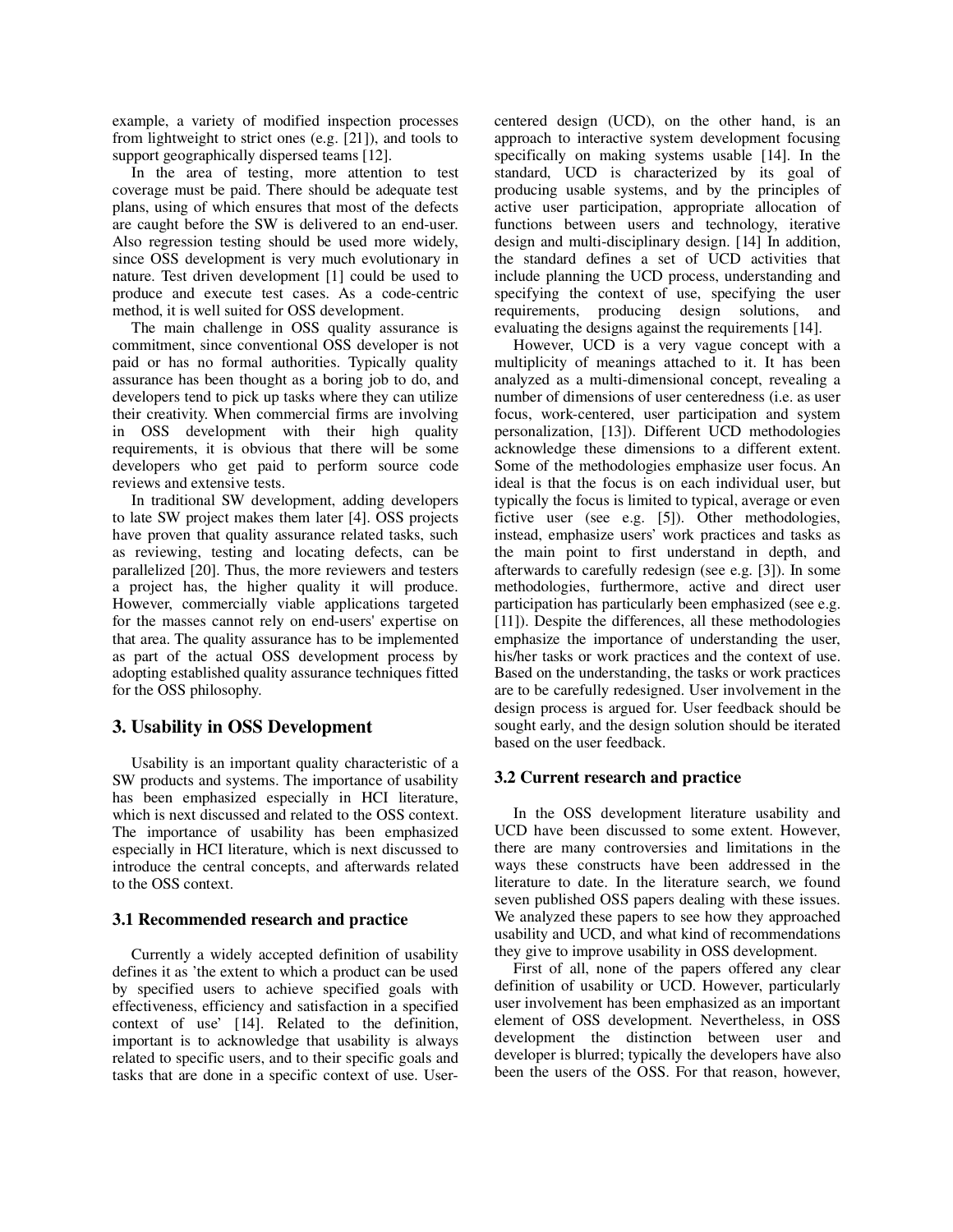example, a variety of modified inspection processes from lightweight to strict ones (e.g. [21]), and tools to support geographically dispersed teams [12].

In the area of testing, more attention to test coverage must be paid. There should be adequate test plans, using of which ensures that most of the defects are caught before the SW is delivered to an end-user. Also regression testing should be used more widely, since OSS development is very much evolutionary in nature. Test driven development [1] could be used to produce and execute test cases. As a code-centric method, it is well suited for OSS development.

The main challenge in OSS quality assurance is commitment, since conventional OSS developer is not paid or has no formal authorities. Typically quality assurance has been thought as a boring job to do, and developers tend to pick up tasks where they can utilize their creativity. When commercial firms are involving in OSS development with their high quality requirements, it is obvious that there will be some developers who get paid to perform source code reviews and extensive tests.

In traditional SW development, adding developers to late SW project makes them later [4]. OSS projects have proven that quality assurance related tasks, such as reviewing, testing and locating defects, can be parallelized [20]. Thus, the more reviewers and testers a project has, the higher quality it will produce. However, commercially viable applications targeted for the masses cannot rely on end-users' expertise on that area. The quality assurance has to be implemented as part of the actual OSS development process by adopting established quality assurance techniques fitted for the OSS philosophy.

## 3. Usability in OSS Development

Usability is an important quality characteristic of a SW products and systems. The importance of usability has been emphasized especially in HCI literature, which is next discussed and related to the OSS context. The importance of usability has been emphasized especially in HCI literature, which is next discussed to introduce the central concepts, and afterwards related to the OSS context.

### 3.1 Recommended research and practice

Currently a widely accepted definition of usability defines it as 'the extent to which a product can be used by specified users to achieve specified goals with effectiveness, efficiency and satisfaction in a specified context of use' [14]. Related to the definition, important is to acknowledge that usability is always related to specific users, and to their specific goals and tasks that are done in a specific context of use. User-centered design (UCD), on the other hand, is an approach to interactive system development focusing specifically on making systems usable [14]. In the standard, UCD is characterized by its goal of producing usable systems, and by the principles of active user participation, appropriate allocation of functions between users and technology, iterative design and multi-disciplinary design. [14] In addition, the standard defines a set of UCD activities that include planning the UCD process, understanding and specifying the context of use, specifying the user requirements, producing design solutions, and evaluating the designs against the requirements [14].

However, UCD is a very vague concept with a multiplicity of meanings attached to it. It has been analyzed as a multi-dimensional concept, revealing a number of dimensions of user centeredness (i.e. as user focus, work-centered, user participation and system personalization, [13]). Different UCD methodologies acknowledge these dimensions to a different extent. Some of the methodologies emphasize user focus. An ideal is that the focus is on each individual user, but typically the focus is limited to typical, average or even fictive user (see e.g. [5]). Other methodologies, instead, emphasize users' work practices and tasks as the main point to first understand in depth, and afterwards to carefully redesign (see e.g. [3]). In some methodologies, furthermore, active and direct user participation has particularly been emphasized (see e.g. [11]). Despite the differences, all these methodologies emphasize the importance of understanding the user, his/her tasks or work practices and the context of use. Based on the understanding, the tasks or work practices are to be carefully redesigned. User involvement in the design process is argued for. User feedback should be sought early, and the design solution should be iterated based on the user feedback.

### 3.2 Current research and practice

In the OSS development literature usability and UCD have been discussed to some extent. However, there are many controversies and limitations in the ways these constructs have been addressed in the literature to date. In the literature search, we found seven published OSS papers dealing with these issues. We analyzed these papers to see how they approached usability and UCD, and what kind of recommendations they give to improve usability in OSS development.

First of all, none of the papers offered any clear definition of usability or UCD. However, particularly user involvement has been emphasized as an important element of OSS development. Nevertheless, in OSS development the distinction between user and developer is blurred; typically the developers have also been the users of the OSS. For that reason, however,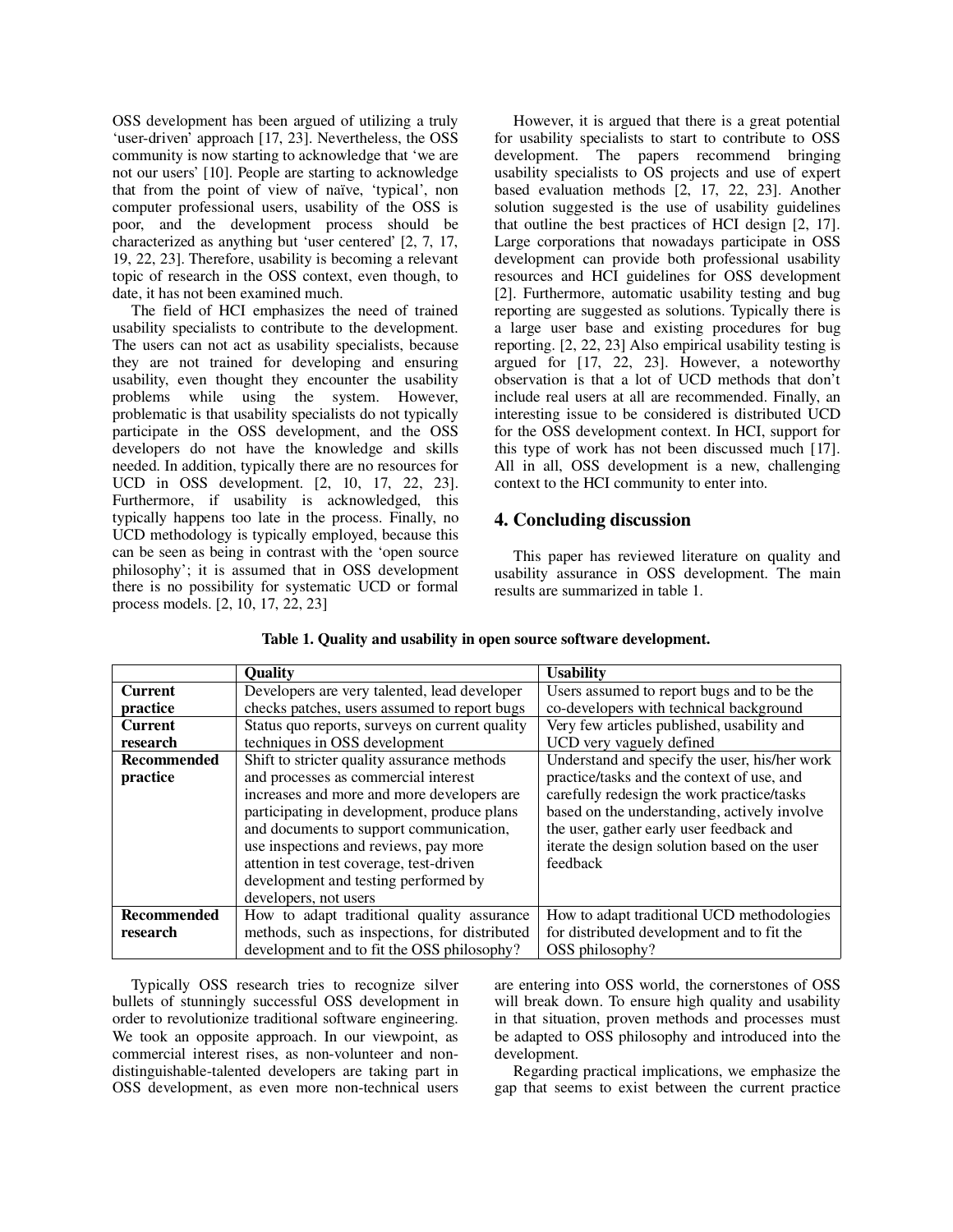OSS development has been argued of utilizing a truly 'user-driven' approach [17, 23]. Nevertheless, the OSS community is now starting to acknowledge that 'we are not our users' [10]. People are starting to acknowledge that from the point of view of naïve, 'typical', non computer professional users, usability of the OSS is poor, and the development process should be characterized as anything but 'user centered' [2, 7, 17, 19, 22, 23]. Therefore, usability is becoming a relevant topic of research in the OSS context, even though, to date, it has not been examined much.

The field of HCI emphasizes the need of trained usability specialists to contribute to the development. The users can not act as usability specialists, because they are not trained for developing and ensuring usability, even thought they encounter the usability problems while using the system. However, problematic is that usability specialists do not typically participate in the OSS development, and the OSS developers do not have the knowledge and skills needed. In addition, typically there are no resources for UCD in OSS development. [2, 10, 17, 22, 23]. Furthermore, if usability is acknowledged, this typically happens too late in the process. Finally, no UCD methodology is typically employed, because this can be seen as being in contrast with the 'open source philosophy'; it is assumed that in OSS development there is no possibility for systematic UCD or formal process models. [2, 10, 17, 22, 23]

However, it is argued that there is a great potential for usability specialists to start to contribute to OSS development. The papers recommend bringing usability specialists to OS projects and use of expert based evaluation methods [2, 17, 22, 23]. Another solution suggested is the use of usability guidelines that outline the best practices of HCI design [2, 17]. Large corporations that nowadays participate in OSS development can provide both professional usability resources and HCI guidelines for OSS development [2]. Furthermore, automatic usability testing and bug reporting are suggested as solutions. Typically there is a large user base and existing procedures for bug reporting. [2, 22, 23] Also empirical usability testing is argued for [17, 22, 23]. However, a noteworthy observation is that a lot of UCD methods that don't include real users at all are recommended. Finally, an interesting issue to be considered is distributed UCD for the OSS development context. In HCI, support for this type of work has not been discussed much [17]. All in all, OSS development is a new, challenging context to the HCI community to enter into.

## 4. Concluding discussion

This paper has reviewed literature on quality and usability assurance in OSS development. The main results are summarized in table 1.

**Table 1. Quality and usability in open source software development.**

| | Quality | Usability |
|---|---|---|
| **Current practice** | Developers are very talented, lead developer checks patches, users assumed to report bugs | Users assumed to report bugs and to be the co-developers with technical background |
| **Current research** | Status quo reports, surveys on current quality techniques in OSS development | Very few articles published, usability and UCD very vaguely defined |
| **Recommended practice** | Shift to stricter quality assurance methods and processes as commercial interest increases and more and more developers are participating in development, produce plans and documents to support communication, use inspections and reviews, pay more attention in test coverage, test-driven development and testing performed by developers, not users | Understand and specify the user, his/her work practice/tasks and the context of use, and carefully redesign the work practice/tasks based on the understanding, actively involve the user, gather early user feedback and iterate the design solution based on the user feedback |
| **Recommended research** | How to adapt traditional quality assurance methods, such as inspections, for distributed development and to fit the OSS philosophy? | How to adapt traditional UCD methodologies for distributed development and to fit the OSS philosophy? |

Typically OSS research tries to recognize silver bullets of stunningly successful OSS development in order to revolutionize traditional software engineering. We took an opposite approach. In our viewpoint, as commercial interest rises, as non-volunteer and non-distinguishable-talented developers are taking part in OSS development, as even more non-technical users are entering into OSS world, the cornerstones of OSS will break down. To ensure high quality and usability in that situation, proven methods and processes must be adapted to OSS philosophy and introduced into the development.

Regarding practical implications, we emphasize the gap that seems to exist between the current practice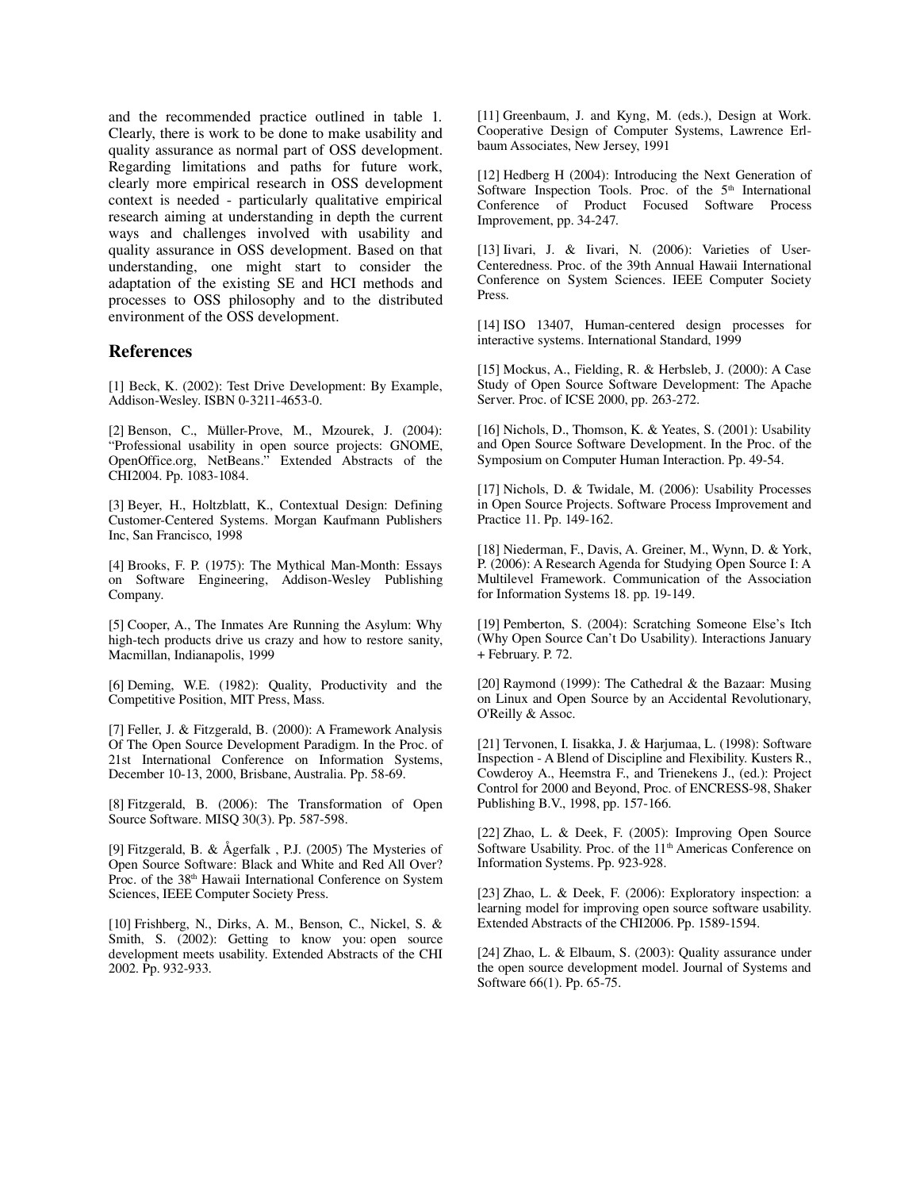and the recommended practice outlined in table 1. Clearly, there is work to be done to make usability and quality assurance as normal part of OSS development. Regarding limitations and paths for future work, clearly more empirical research in OSS development context is needed - particularly qualitative empirical research aiming at understanding in depth the current ways and challenges involved with usability and quality assurance in OSS development. Based on that understanding, one might start to consider the adaptation of the existing SE and HCI methods and processes to OSS philosophy and to the distributed environment of the OSS development.

## References

[1] Beck, K. (2002): Test Drive Development: By Example, Addison-Wesley. ISBN 0-3211-4653-0.

[2] Benson, C., Müller-Prove, M., Mzourek, J. (2004): "Professional usability in open source projects: GNOME, OpenOffice.org, NetBeans." Extended Abstracts of the CHI2004. Pp. 1083-1084.

[3] Beyer, H., Holtzblatt, K., Contextual Design: Defining Customer-Centered Systems. Morgan Kaufmann Publishers Inc, San Francisco, 1998

[4] Brooks, F. P. (1975): The Mythical Man-Month: Essays on Software Engineering, Addison-Wesley Publishing Company.

[5] Cooper, A., The Inmates Are Running the Asylum: Why high-tech products drive us crazy and how to restore sanity, Macmillan, Indianapolis, 1999

[6] Deming, W.E. (1982): Quality, Productivity and the Competitive Position, MIT Press, Mass.

[7] Feller, J. & Fitzgerald, B. (2000): A Framework Analysis Of The Open Source Development Paradigm. In the Proc. of 21st International Conference on Information Systems, December 10-13, 2000, Brisbane, Australia. Pp. 58-69.

[8] Fitzgerald, B. (2006): The Transformation of Open Source Software. MISQ 30(3). Pp. 587-598.

[9] Fitzgerald, B. & Ågerfalk , P.J. (2005) The Mysteries of Open Source Software: Black and White and Red All Over? Proc. of the 38th Hawaii International Conference on System Sciences, IEEE Computer Society Press.

[10] Frishberg, N., Dirks, A. M., Benson, C., Nickel, S. & Smith, S. (2002): Getting to know you: open source development meets usability. Extended Abstracts of the CHI 2002. Pp. 932-933.

[11] Greenbaum, J. and Kyng, M. (eds.), Design at Work. Cooperative Design of Computer Systems, Lawrence Erlbaum Associates, New Jersey, 1991

[12] Hedberg H (2004): Introducing the Next Generation of Software Inspection Tools. Proc. of the 5th International Conference of Product Focused Software Process Improvement, pp. 34-247.

[13] Iivari, J. & Iivari, N. (2006): Varieties of User-Centeredness. Proc. of the 39th Annual Hawaii International Conference on System Sciences. IEEE Computer Society Press.

[14] ISO 13407, Human-centered design processes for interactive systems. International Standard, 1999

[15] Mockus, A., Fielding, R. & Herbsleb, J. (2000): A Case Study of Open Source Software Development: The Apache Server. Proc. of ICSE 2000, pp. 263-272.

[16] Nichols, D., Thomson, K. & Yeates, S. (2001): Usability and Open Source Software Development. In the Proc. of the Symposium on Computer Human Interaction. Pp. 49-54.

[17] Nichols, D. & Twidale, M. (2006): Usability Processes in Open Source Projects. Software Process Improvement and Practice 11. Pp. 149-162.

[18] Niederman, F., Davis, A. Greiner, M., Wynn, D. & York, P. (2006): A Research Agenda for Studying Open Source I: A Multilevel Framework. Communication of the Association for Information Systems 18. pp. 19-149.

[19] Pemberton, S. (2004): Scratching Someone Else's Itch (Why Open Source Can't Do Usability). Interactions January + February. P. 72.

[20] Raymond (1999): The Cathedral & the Bazaar: Musing on Linux and Open Source by an Accidental Revolutionary, O'Reilly & Assoc.

[21] Tervonen, I. Iisakka, J. & Harjumaa, L. (1998): Software Inspection - A Blend of Discipline and Flexibility. Kusters R., Cowderoy A., Heemstra F., and Trienekens J., (ed.): Project Control for 2000 and Beyond, Proc. of ENCRESS-98, Shaker Publishing B.V., 1998, pp. 157-166.

[22] Zhao, L. & Deek, F. (2005): Improving Open Source Software Usability. Proc. of the 11th Americas Conference on Information Systems. Pp. 923-928.

[23] Zhao, L. & Deek, F. (2006): Exploratory inspection: a learning model for improving open source software usability. Extended Abstracts of the CHI2006. Pp. 1589-1594.

[24] Zhao, L. & Elbaum, S. (2003): Quality assurance under the open source development model. Journal of Systems and Software 66(1). Pp. 65-75.